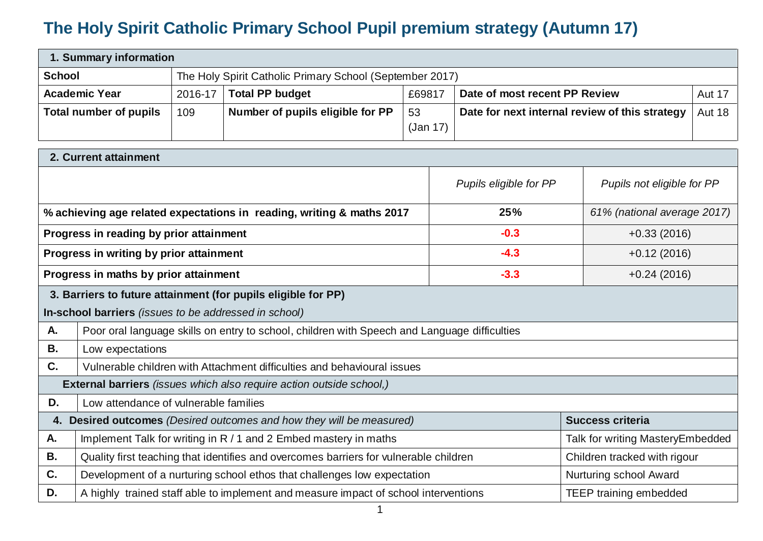# The Holy Spirit Catholic Primary School Pupil premium strategy (Autumn 17)

| 1. Summary information | | | | | |
|---|---|---|---|---|---|
| **School** | The Holy Spirit Catholic Primary School (September 2017) | | | | |
| **Academic Year** | 2016-17 | **Total PP budget** | £69817 | **Date of most recent PP Review** | Aut 17 |
| **Total number of pupils** | 109 | **Number of pupils eligible for PP** | 53 (Jan 17) | **Date for next internal review of this strategy** | Aut 18 |

| 2. Current attainment | | |
|---|---|---|
| | *Pupils eligible for PP* | *Pupils not eligible for PP* |
| **% achieving age related expectations in reading, writing & maths 2017** | **25%** | *61% (national average 2017)* |
| **Progress in reading by prior attainment** | **-0.3** | +0.33 (2016) |
| **Progress in writing by prior attainment** | **-4.3** | +0.12 (2016) |
| **Progress in maths by prior attainment** | **-3.3** | +0.24 (2016) |

**3. Barriers to future attainment (for pupils eligible for PP)**

| **In-school barriers** *(issues to be addressed in school)* | |
|---|---|
| **A.** | Poor oral language skills on entry to school, children with Speech and Language difficulties |
| **B.** | Low expectations |
| **C.** | Vulnerable children with Attachment difficulties and behavioural issues |
| **External barriers** *(issues which also require action outside school,)* | |
| **D.** | Low attendance of vulnerable families |

| 4. **Desired outcomes** *(Desired outcomes and how they will be measured)* | | **Success criteria** |
|---|---|---|
| **A.** | Implement Talk for writing in R / 1 and 2 Embed mastery in maths | Talk for writing MasteryEmbedded |
| **B.** | Quality first teaching that identifies and overcomes barriers for vulnerable children | Children tracked with rigour |
| **C.** | Development of a nurturing school ethos that challenges low expectation | Nurturing school Award |
| **D.** | A highly trained staff able to implement and measure impact of school interventions | TEEP training embedded |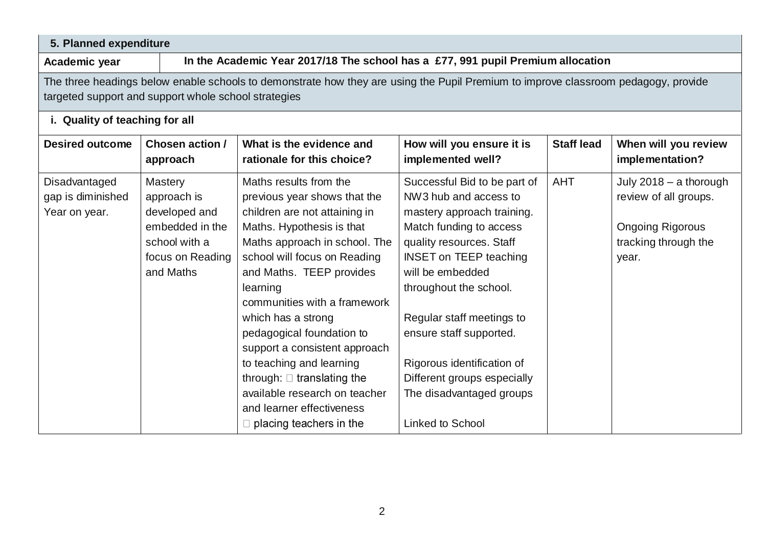| 5. Planned expenditure | | | | | |
|---|---|---|---|---|---|
| **Academic year** | **In the Academic Year 2017/18 The school has a £77, 991 pupil Premium allocation** | | | | |
| The three headings below enable schools to demonstrate how they are using the Pupil Premium to improve classroom pedagogy, provide targeted support and support whole school strategies | | | | | |
| **i. Quality of teaching for all** | | | | | |
| **Desired outcome** | **Chosen action / approach** | **What is the evidence and rationale for this choice?** | **How will you ensure it is implemented well?** | **Staff lead** | **When will you review implementation?** |
| Disadvantaged gap is diminished Year on year. | Mastery approach is developed and embedded in the school with a focus on Reading and Maths | Maths results from the previous year shows that the children are not attaining in Maths. Hypothesis is that Maths approach in school. The school will focus on Reading and Maths. TEEP provides learning communities with a framework which has a strong pedagogical foundation to support a consistent approach to teaching and learning through:  translating the available research on teacher and learner effectiveness  placing teachers in the | Successful Bid to be part of NW3 hub and access to mastery approach training. Match funding to access quality resources. Staff INSET on TEEP teaching will be embedded throughout the school.<br><br>Regular staff meetings to ensure staff supported.<br><br>Rigorous identification of Different groups especially The disadvantaged groups<br><br>Linked to School | AHT | July 2018 – a thorough review of all groups.<br><br>Ongoing Rigorous tracking through the year. |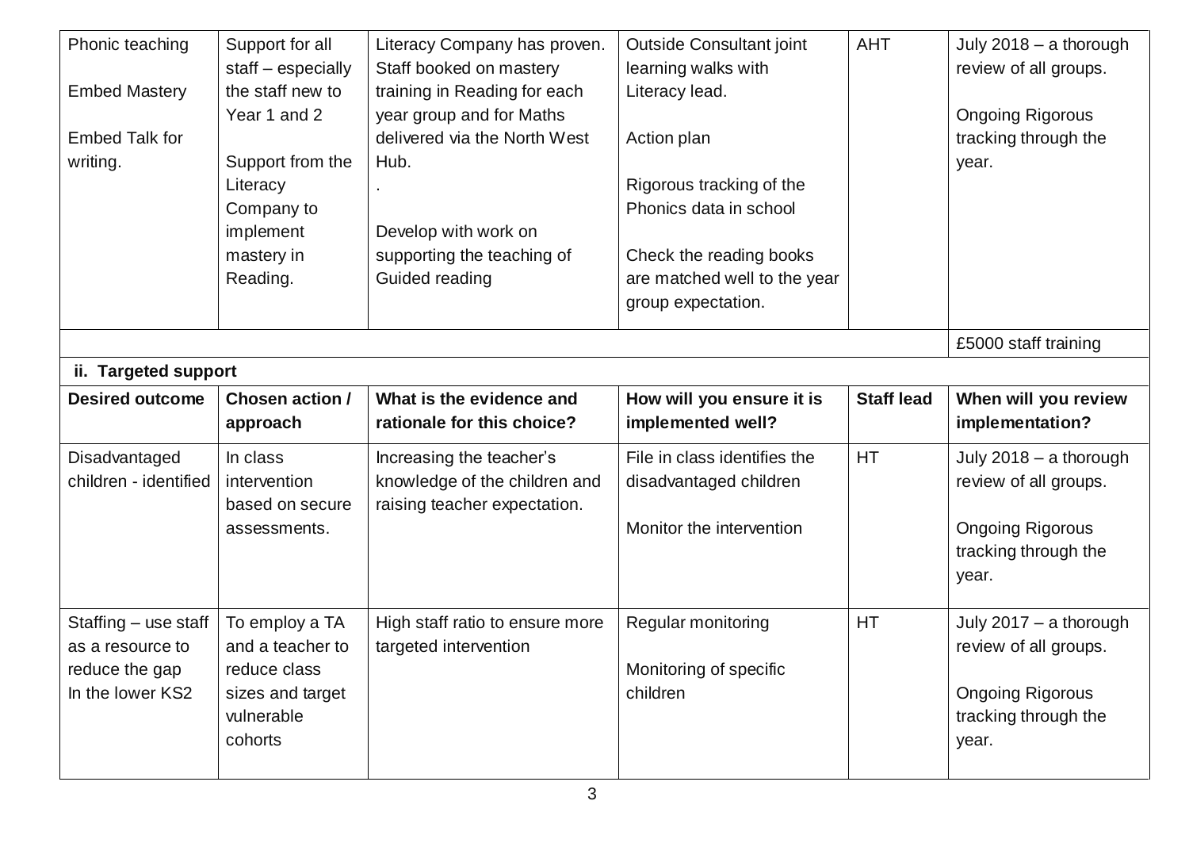| | | | | | |
|---|---|---|---|---|---|
| Phonic teaching<br><br>Embed Mastery<br><br>Embed Talk for writing. | Support for all staff – especially the staff new to Year 1 and 2<br><br>Support from the Literacy Company to implement mastery in Reading. | Literacy Company has proven. Staff booked on mastery training in Reading for each year group and for Maths delivered via the North West Hub.<br>.<br><br>Develop with work on supporting the teaching of Guided reading | Outside Consultant joint learning walks with Literacy lead.<br><br>Action plan<br><br>Rigorous tracking of the Phonics data in school<br><br>Check the reading books are matched well to the year group expectation. | AHT | July 2018 – a thorough review of all groups.<br><br>Ongoing Rigorous tracking through the year. |
| | | | | | £5000 staff training |

**ii. Targeted support**

| Desired outcome | Chosen action / approach | What is the evidence and rationale for this choice? | How will you ensure it is implemented well? | Staff lead | When will you review implementation? |
|---|---|---|---|---|---|
| Disadvantaged children - identified | In class intervention based on secure assessments. | Increasing the teacher's knowledge of the children and raising teacher expectation. | File in class identifies the disadvantaged children<br><br>Monitor the intervention | HT | July 2018 – a thorough review of all groups.<br><br>Ongoing Rigorous tracking through the year. |
| Staffing – use staff as a resource to reduce the gap In the lower KS2 | To employ a TA and a teacher to reduce class sizes and target vulnerable cohorts | High staff ratio to ensure more targeted intervention | Regular monitoring<br><br>Monitoring of specific children | HT | July 2017 – a thorough review of all groups.<br><br>Ongoing Rigorous tracking through the year. |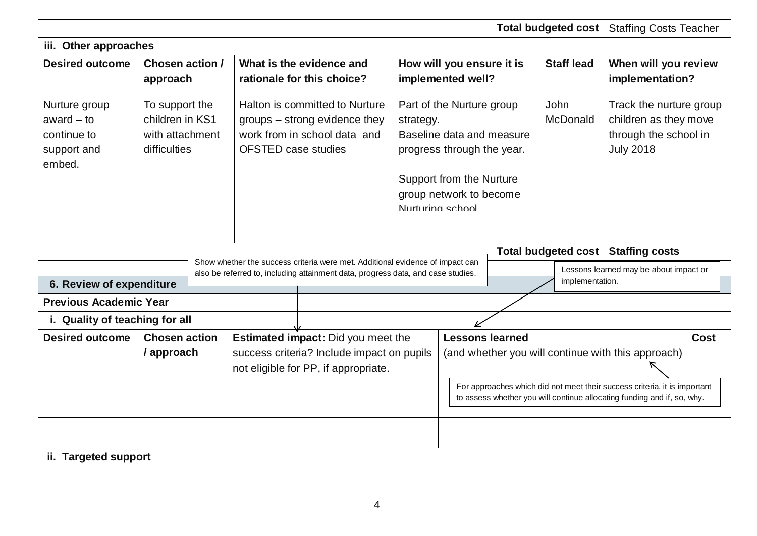| | | | | Total budgeted cost | Staffing Costs Teacher |
|---|---|---|---|---|---|
| **iii. Other approaches** | | | | | |
| **Desired outcome** | **Chosen action / approach** | **What is the evidence and rationale for this choice?** | **How will you ensure it is implemented well?** | **Staff lead** | **When will you review implementation?** |
| Nurture group award – to continue to support and embed. | To support the children in KS1 with attachment difficulties | Halton is committed to Nurture groups – strong evidence they work from in school data and OFSTED case studies | Part of the Nurture group strategy.<br>Baseline data and measure progress through the year.<br><br>Support from the Nurture group network to become Nurturing school | John McDonald | Track the nurture group children as they move through the school in July 2018 |
| | | | | | |
| | | | | **Total budgeted cost** | **Staffing costs** |

Show whether the success criteria were met. Additional evidence of impact can also be referred to, including attainment data, progress data, and case studies.

Lessons learned may be about impact or implementation.

| **6. Review of expenditure** | | | | |
|---|---|---|---|---|
| **Previous Academic Year** | | | | |
| **i. Quality of teaching for all** | | | | |
| **Desired outcome** | **Chosen action / approach** | **Estimated impact:** Did you meet the success criteria? Include impact on pupils not eligible for PP, if appropriate. | **Lessons learned**<br>(and whether you will continue with this approach) | **Cost** |
| | | | | |
| | | | | |
| **ii. Targeted support** | | | | |

For approaches which did not meet their success criteria, it is important to assess whether you will continue allocating funding and if, so, why.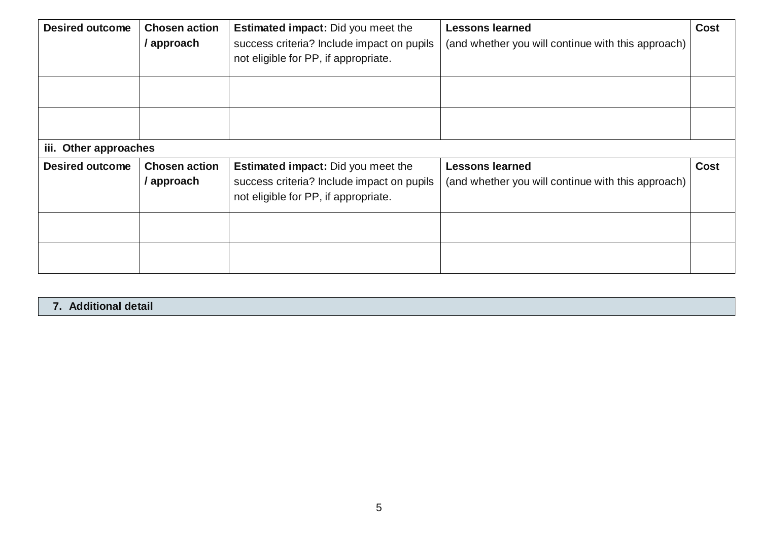| **Desired outcome** | **Chosen action / approach** | **Estimated impact:** Did you meet the success criteria? Include impact on pupils not eligible for PP, if appropriate. | **Lessons learned** (and whether you will continue with this approach) | **Cost** |
|---|---|---|---|---|
| | | | | |
| | | | | |

**iii. Other approaches**

| **Desired outcome** | **Chosen action / approach** | **Estimated impact:** Did you meet the success criteria? Include impact on pupils not eligible for PP, if appropriate. | **Lessons learned** (and whether you will continue with this approach) | **Cost** |
|---|---|---|---|---|
| | | | | |
| | | | | |

## 7. Additional detail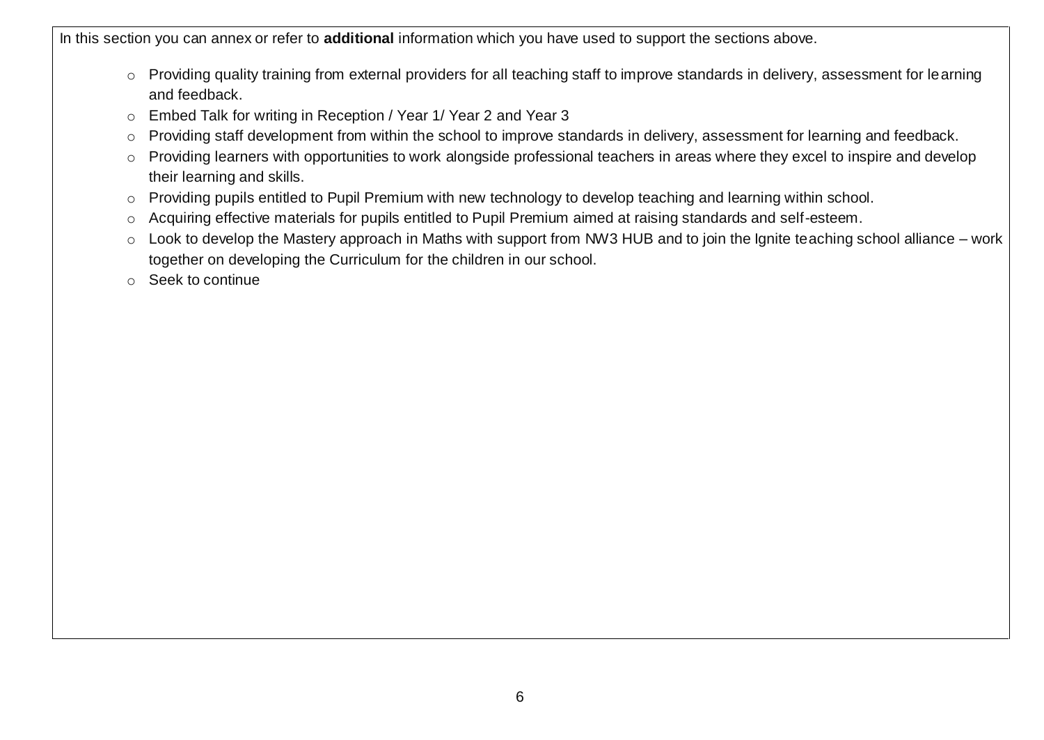In this section you can annex or refer to **additional** information which you have used to support the sections above.

- Providing quality training from external providers for all teaching staff to improve standards in delivery, assessment for learning and feedback.
- Embed Talk for writing in Reception / Year 1/ Year 2 and Year 3
- Providing staff development from within the school to improve standards in delivery, assessment for learning and feedback.
- Providing learners with opportunities to work alongside professional teachers in areas where they excel to inspire and develop their learning and skills.
- Providing pupils entitled to Pupil Premium with new technology to develop teaching and learning within school.
- Acquiring effective materials for pupils entitled to Pupil Premium aimed at raising standards and self-esteem.
- Look to develop the Mastery approach in Maths with support from NW3 HUB and to join the Ignite teaching school alliance – work together on developing the Curriculum for the children in our school.
- Seek to continue